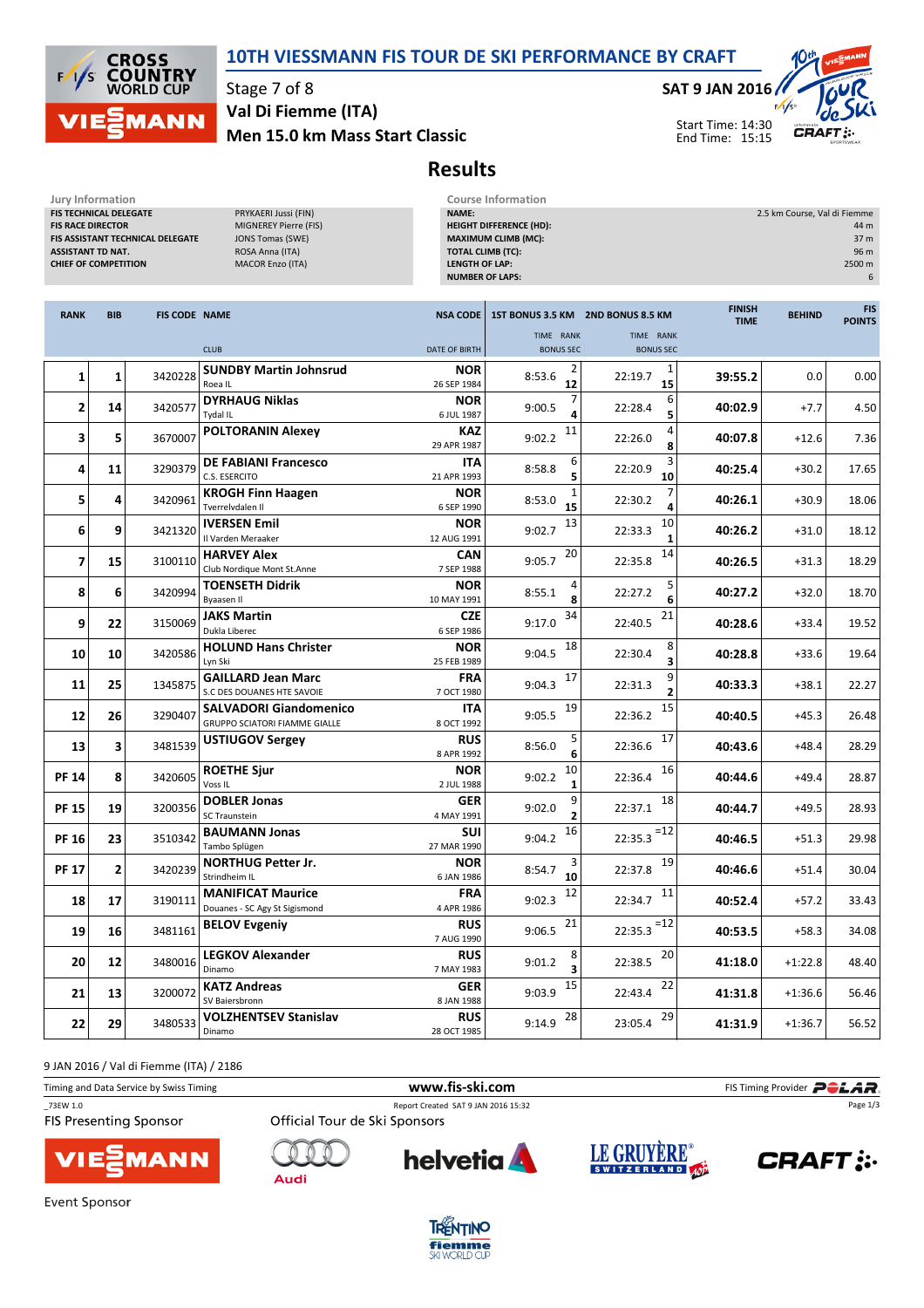# 10TH VIESSMANN FIS TOUR DE SKI PERFORMANCE BY CRAFT

Stage 7 of 8

**Val Di Fiemme (ITA)**

**Men 15.0 km Mass Start Classic**

**SAT 9 JAN 2016**

Start Time: 14:30
End Time: 15:15

## Results

**Jury Information**

| | |
|---|---|
| FIS TECHNICAL DELEGATE | PRYKAERI Jussi (FIN) |
| FIS RACE DIRECTOR | MIGNEREY Pierre (FIS) |
| FIS ASSISTANT TECHNICAL DELEGATE | JONS Tomas (SWE) |
| ASSISTANT TD NAT. | ROSA Anna (ITA) |
| CHIEF OF COMPETITION | MACOR Enzo (ITA) |

**Course Information**

| | |
|---|---|
| NAME: | 2.5 km Course, Val di Fiemme |
| HEIGHT DIFFERENCE (HD): | 44 m |
| MAXIMUM CLIMB (MC): | 37 m |
| TOTAL CLIMB (TC): | 96 m |
| LENGTH OF LAP: | 2500 m |
| NUMBER OF LAPS: | 6 |

| RANK | BIB | FIS CODE | NAME / CLUB | NSA CODE / DATE OF BIRTH | 1ST BONUS 3.5 KM TIME | RANK / BONUS SEC | 2ND BONUS 8.5 KM TIME | RANK / BONUS SEC | FINISH TIME | BEHIND | FIS POINTS |
|---|---|---|---|---|---|---|---|---|---|---|---|
| 1 | 1 | 3420228 | **SUNDBY Martin Johnsrud** Roea IL | **NOR** 26 SEP 1984 | 8:53.6 | 2 / 12 | 22:19.7 | 1 / 15 | **39:55.2** | 0.0 | 0.00 |
| 2 | 14 | 3420577 | **DYRHAUG Niklas** Tydal IL | **NOR** 6 JUL 1987 | 9:00.5 | 7 / 4 | 22:28.4 | 6 / 5 | **40:02.9** | +7.7 | 4.50 |
| 3 | 5 | 3670007 | **POLTORANIN Alexey** | **KAZ** 29 APR 1987 | 9:02.2 | 11 | 22:26.0 | 4 / 8 | **40:07.8** | +12.6 | 7.36 |
| 4 | 11 | 3290379 | **DE FABIANI Francesco** C.S. ESERCITO | **ITA** 21 APR 1993 | 8:58.8 | 6 / 5 | 22:20.9 | 3 / 10 | **40:25.4** | +30.2 | 17.65 |
| 5 | 4 | 3420961 | **KROGH Finn Haagen** Tverrelvdalen IL | **NOR** 6 SEP 1990 | 8:53.0 | 1 / 15 | 22:30.2 | 7 / 4 | **40:26.1** | +30.9 | 18.06 |
| 6 | 9 | 3421320 | **IVERSEN Emil** Il Varden Meraaker | **NOR** 12 AUG 1991 | 9:02.7 | 13 | 22:33.3 | 10 / 1 | **40:26.2** | +31.0 | 18.12 |
| 7 | 15 | 3100110 | **HARVEY Alex** Club Nordique Mont St.Anne | **CAN** 7 SEP 1988 | 9:05.7 | 20 | 22:35.8 | 14 | **40:26.5** | +31.3 | 18.29 |
| 8 | 6 | 3420994 | **TOENSETH Didrik** Byaasen Il | **NOR** 10 MAY 1991 | 8:55.1 | 4 / 8 | 22:27.2 | 5 / 6 | **40:27.2** | +32.0 | 18.70 |
| 9 | 22 | 3150069 | **JAKS Martin** Dukla Liberec | **CZE** 6 SEP 1986 | 9:17.0 | 34 | 22:40.5 | 21 | **40:28.6** | +33.4 | 19.52 |
| 10 | 10 | 3420586 | **HOLUND Hans Christer** Lyn Ski | **NOR** 25 FEB 1989 | 9:04.5 | 18 | 22:30.4 | 8 / 3 | **40:28.8** | +33.6 | 19.64 |
| 11 | 25 | 1345875 | **GAILLARD Jean Marc** S.C DES DOUANES HTE SAVOIE | **FRA** 7 OCT 1980 | 9:04.3 | 17 | 22:31.3 | 9 / 2 | **40:33.3** | +38.1 | 22.27 |
| 12 | 26 | 3290407 | **SALVADORI Giandomenico** GRUPPO SCIATORI FIAMME GIALLE | **ITA** 8 OCT 1992 | 9:05.5 | 19 | 22:36.2 | 15 | **40:40.5** | +45.3 | 26.48 |
| 13 | 3 | 3481539 | **USTIUGOV Sergey** | **RUS** 8 APR 1992 | 8:56.0 | 5 / 6 | 22:36.6 | 17 | **40:43.6** | +48.4 | 28.29 |
| PF 14 | 8 | 3420605 | **ROETHE Sjur** Voss IL | **NOR** 2 JUL 1988 | 9:02.2 | 10 / 1 | 22:36.4 | 16 | **40:44.6** | +49.4 | 28.87 |
| PF 15 | 19 | 3200356 | **DOBLER Jonas** SC Traunstein | **GER** 4 MAY 1991 | 9:02.0 | 9 / 2 | 22:37.1 | 18 | **40:44.7** | +49.5 | 28.93 |
| PF 16 | 23 | 3510342 | **BAUMANN Jonas** Tambo Splügen | **SUI** 27 MAR 1990 | 9:04.2 | 16 | 22:35.3 | =12 | **40:46.5** | +51.3 | 29.98 |
| PF 17 | 2 | 3420239 | **NORTHUG Petter Jr.** Strindheim IL | **NOR** 6 JAN 1986 | 8:54.7 | 3 / 10 | 22:37.8 | 19 | **40:46.6** | +51.4 | 30.04 |
| 18 | 17 | 3190111 | **MANIFICAT Maurice** Douanes - SC Agy St Sigismond | **FRA** 4 APR 1986 | 9:02.3 | 12 | 22:34.7 | 11 | **40:52.4** | +57.2 | 33.43 |
| 19 | 16 | 3481161 | **BELOV Evgeniy** | **RUS** 7 AUG 1990 | 9:06.5 | 21 | 22:35.3 | =12 | **40:53.5** | +58.3 | 34.08 |
| 20 | 12 | 3480016 | **LEGKOV Alexander** Dinamo | **RUS** 7 MAY 1983 | 9:01.2 | 8 / 3 | 22:38.5 | 20 | **41:18.0** | +1:22.8 | 48.40 |
| 21 | 13 | 3200072 | **KATZ Andreas** SV Baiersbronn | **GER** 8 JAN 1988 | 9:03.9 | 15 | 22:43.4 | 22 | **41:31.8** | +1:36.6 | 56.46 |
| 22 | 29 | 3480533 | **VOLZHENTSEV Stanislav** Dinamo | **RUS** 28 OCT 1985 | 9:14.9 | 28 | 23:05.4 | 29 | **41:31.9** | +1:36.7 | 56.52 |

9 JAN 2016 / Val di Fiemme (ITA) / 2186

Timing and Data Service by Swiss Timing | www.fis-ski.com | FIS Timing Provider POLAR

_73EW 1.0 | Report Created SAT 9 JAN 2016 15:32

FIS Presenting Sponsor: VIESSMANN

Official Tour de Ski Sponsors: Audi, helvetia, LE GRUYÈRE SWITZERLAND, CRAFT

Event Sponsor: TRENTINO fiemme SKI WORLD CUP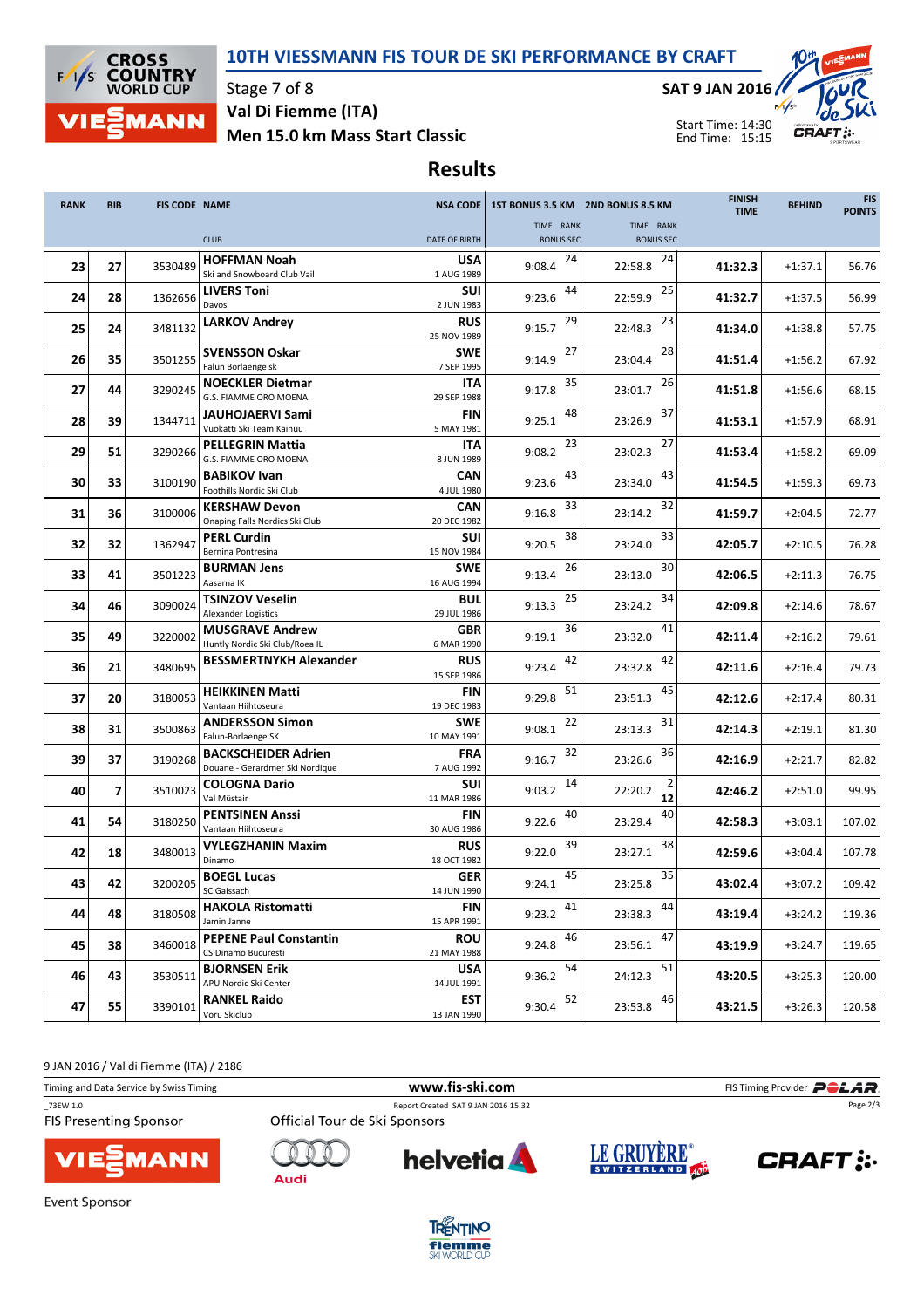# 10TH VIESSMANN FIS TOUR DE SKI PERFORMANCE BY CRAFT

Stage 7 of 8
**Val Di Fiemme (ITA)**
**Men 15.0 km Mass Start Classic**

SAT 9 JAN 2016
Start Time: 14:30
End Time: 15:15

## Results

| RANK | BIB | FIS CODE | NAME / CLUB | NSA CODE / DATE OF BIRTH | 1ST BONUS 3.5 KM TIME | RANK / BONUS SEC | 2ND BONUS 8.5 KM TIME | RANK / BONUS SEC | FINISH TIME | BEHIND | FIS POINTS |
|---|---|---|---|---|---|---|---|---|---|---|---|
| 23 | 27 | 3530489 | **HOFFMAN Noah** Ski and Snowboard Club Vail | USA 1 AUG 1989 | 9:08.4 | 24 | 22:58.8 | 24 | **41:32.3** | +1:37.1 | 56.76 |
| 24 | 28 | 1362656 | **LIVERS Toni** Davos | SUI 2 JUN 1983 | 9:23.6 | 44 | 22:59.9 | 25 | **41:32.7** | +1:37.5 | 56.99 |
| 25 | 24 | 3481132 | **LARKOV Andrey** | RUS 25 NOV 1989 | 9:15.7 | 29 | 22:48.3 | 23 | **41:34.0** | +1:38.8 | 57.75 |
| 26 | 35 | 3501255 | **SVENSSON Oskar** Falun Borlaenge sk | SWE 7 SEP 1995 | 9:14.9 | 27 | 23:04.4 | 28 | **41:51.4** | +1:56.2 | 67.92 |
| 27 | 44 | 3290245 | **NOECKLER Dietmar** G.S. FIAMME ORO MOENA | ITA 29 SEP 1988 | 9:17.8 | 35 | 23:01.7 | 26 | **41:51.8** | +1:56.6 | 68.15 |
| 28 | 39 | 1344711 | **JAUHOJAERVI Sami** Vuokatti Ski Team Kainuu | FIN 5 MAY 1981 | 9:25.1 | 48 | 23:26.9 | 37 | **41:53.1** | +1:57.9 | 68.91 |
| 29 | 51 | 3290266 | **PELLEGRIN Mattia** G.S. FIAMME ORO MOENA | ITA 8 JUN 1989 | 9:08.2 | 23 | 23:02.3 | 27 | **41:53.4** | +1:58.2 | 69.09 |
| 30 | 33 | 3100190 | **BABIKOV Ivan** Foothills Nordic Ski Club | CAN 4 JUL 1980 | 9:23.6 | 43 | 23:34.0 | 43 | **41:54.5** | +1:59.3 | 69.73 |
| 31 | 36 | 3100006 | **KERSHAW Devon** Onaping Falls Nordics Ski Club | CAN 20 DEC 1982 | 9:16.8 | 33 | 23:14.2 | 32 | **41:59.7** | +2:04.5 | 72.77 |
| 32 | 32 | 1362947 | **PERL Curdin** Bernina Pontresina | SUI 15 NOV 1984 | 9:20.5 | 38 | 23:24.0 | 33 | **42:05.7** | +2:10.5 | 76.28 |
| 33 | 41 | 3501223 | **BURMAN Jens** Aasarna IK | SWE 16 AUG 1994 | 9:13.4 | 26 | 23:13.0 | 30 | **42:06.5** | +2:11.3 | 76.75 |
| 34 | 46 | 3090024 | **TSINZOV Veselin** Alexander Logistics | BUL 29 JUL 1986 | 9:13.3 | 25 | 23:24.2 | 34 | **42:09.8** | +2:14.6 | 78.67 |
| 35 | 49 | 3220002 | **MUSGRAVE Andrew** Huntly Nordic Ski Club/Roea IL | GBR 6 MAR 1990 | 9:19.1 | 36 | 23:32.0 | 41 | **42:11.4** | +2:16.2 | 79.61 |
| 36 | 21 | 3480695 | **BESSMERTNYKH Alexander** | RUS 15 SEP 1986 | 9:23.4 | 42 | 23:32.8 | 42 | **42:11.6** | +2:16.4 | 79.73 |
| 37 | 20 | 3180053 | **HEIKKINEN Matti** Vantaan Hiihtoseura | FIN 19 DEC 1983 | 9:29.8 | 51 | 23:51.3 | 45 | **42:12.6** | +2:17.4 | 80.31 |
| 38 | 31 | 3500863 | **ANDERSSON Simon** Falun-Borlaenge SK | SWE 10 MAY 1991 | 9:08.1 | 22 | 23:13.3 | 31 | **42:14.3** | +2:19.1 | 81.30 |
| 39 | 37 | 3190268 | **BACKSCHEIDER Adrien** Douane - Gerardmer Ski Nordique | FRA 7 AUG 1992 | 9:16.7 | 32 | 23:26.6 | 36 | **42:16.9** | +2:21.7 | 82.82 |
| 40 | 7 | 3510023 | **COLOGNA Dario** Val Müstair | SUI 11 MAR 1986 | 9:03.2 | 14 | 22:20.2 | 2 / 12 | **42:46.2** | +2:51.0 | 99.95 |
| 41 | 54 | 3180250 | **PENTSINEN Anssi** Vantaan Hiihtoseura | FIN 30 AUG 1986 | 9:22.6 | 40 | 23:29.4 | 40 | **42:58.3** | +3:03.1 | 107.02 |
| 42 | 18 | 3480013 | **VYLEGZHANIN Maxim** Dinamo | RUS 18 OCT 1982 | 9:22.0 | 39 | 23:27.1 | 38 | **42:59.6** | +3:04.4 | 107.78 |
| 43 | 42 | 3200205 | **BOEGL Lucas** SC Gaissach | GER 14 JUN 1990 | 9:24.1 | 45 | 23:25.8 | 35 | **43:02.4** | +3:07.2 | 109.42 |
| 44 | 48 | 3180508 | **HAKOLA Ristomatti** Jamin Janne | FIN 15 APR 1991 | 9:23.2 | 41 | 23:38.3 | 44 | **43:19.4** | +3:24.2 | 119.36 |
| 45 | 38 | 3460018 | **PEPENE Paul Constantin** CS Dinamo Bucuresti | ROU 21 MAY 1988 | 9:24.8 | 46 | 23:56.1 | 47 | **43:19.9** | +3:24.7 | 119.65 |
| 46 | 43 | 3530511 | **BJORNSEN Erik** APU Nordic Ski Center | USA 14 JUL 1991 | 9:36.2 | 54 | 24:12.3 | 51 | **43:20.5** | +3:25.3 | 120.00 |
| 47 | 55 | 3390101 | **RANKEL Raido** Voru Skiclub | EST 13 JAN 1990 | 9:30.4 | 52 | 23:53.8 | 46 | **43:21.5** | +3:26.3 | 120.58 |

9 JAN 2016 / Val di Fiemme (ITA) / 2186

Timing and Data Service by Swiss Timing — www.fis-ski.com — FIS Timing Provider POLAR

_73EW 1.0 — Report Created SAT 9 JAN 2016 15:32

FIS Presenting Sponsor: VIESSMANN

Official Tour de Ski Sponsors: Audi, helvetia, LE GRUYÈRE SWITZERLAND, CRAFT

Event Sponsor: Trentino Fiemme Ski World Cup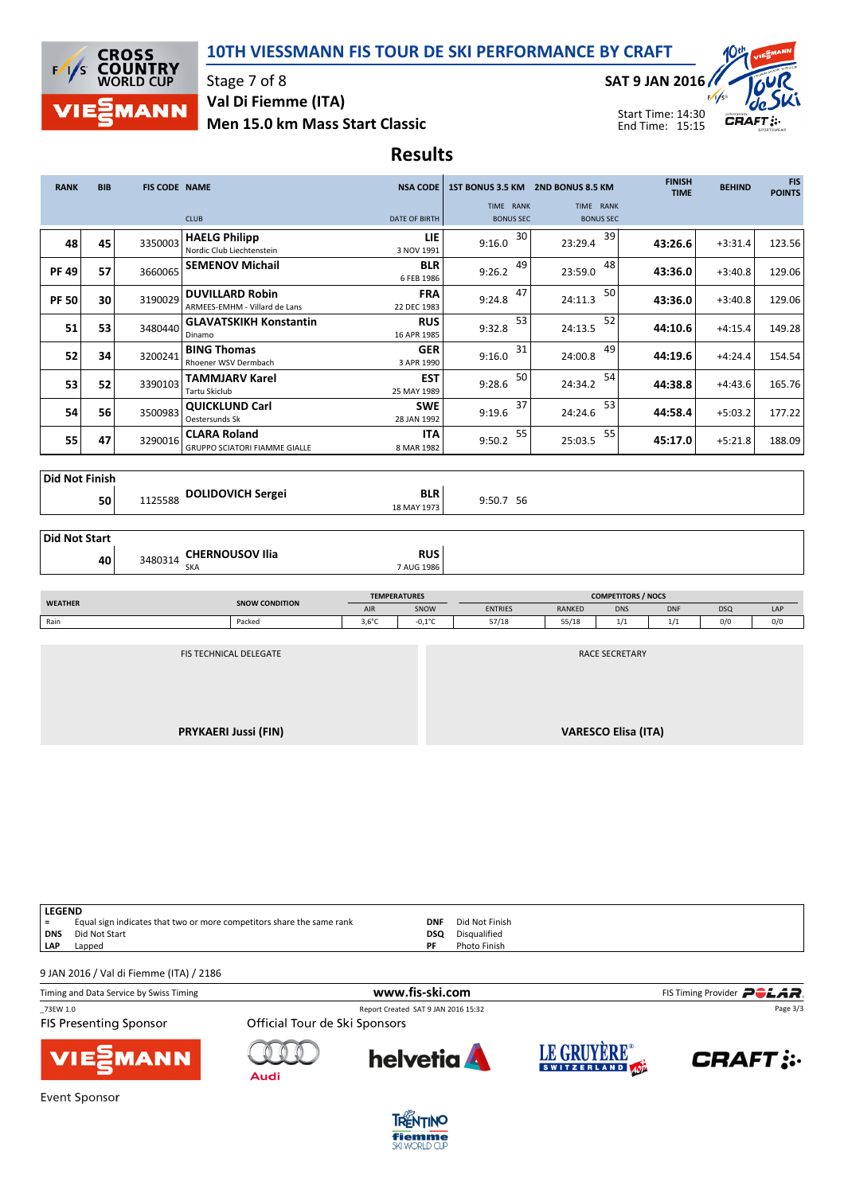# 10TH VIESSMANN FIS TOUR DE SKI PERFORMANCE BY CRAFT

Stage 7 of 8
Val Di Fiemme (ITA)
Men 15.0 km Mass Start Classic

SAT 9 JAN 2016
Start Time: 14:30
End Time: 15:15

## Results

| RANK | BIB | FIS CODE | NAME / CLUB | NSA CODE / DATE OF BIRTH | 1ST BONUS 3.5 KM TIME | RANK / BONUS SEC | 2ND BONUS 8.5 KM TIME | RANK / BONUS SEC | FINISH TIME | BEHIND | FIS POINTS |
|---|---|---|---|---|---|---|---|---|---|---|---|
| 48 | 45 | 3350003 | **HAELG Philipp** Nordic Club Liechtenstein | **LIE** 3 NOV 1991 | 9:16.0 | 30 | 23:29.4 | 39 | **43:26.6** | +3:31.4 | 123.56 |
| PF 49 | 57 | 3660065 | **SEMENOV Michail** | **BLR** 6 FEB 1986 | 9:26.2 | 49 | 23:59.0 | 48 | **43:36.0** | +3:40.8 | 129.06 |
| PF 50 | 30 | 3190029 | **DUVILLARD Robin** ARMEES-EMHM - Villard de Lans | **FRA** 22 DEC 1983 | 9:24.8 | 47 | 24:11.3 | 50 | **43:36.0** | +3:40.8 | 129.06 |
| 51 | 53 | 3480440 | **GLAVATSKIKH Konstantin** Dinamo | **RUS** 16 APR 1985 | 9:32.8 | 53 | 24:13.5 | 52 | **44:10.6** | +4:15.4 | 149.28 |
| 52 | 34 | 3200241 | **BING Thomas** Rhoener WSV Dermbach | **GER** 3 APR 1990 | 9:16.0 | 31 | 24:00.8 | 49 | **44:19.6** | +4:24.4 | 154.54 |
| 53 | 52 | 3390103 | **TAMMJARV Karel** Tartu Skiclub | **EST** 25 MAY 1989 | 9:28.6 | 50 | 24:34.2 | 54 | **44:38.8** | +4:43.6 | 165.76 |
| 54 | 56 | 3500983 | **QUICKLUND Carl** Oestersunds Sk | **SWE** 28 JAN 1992 | 9:19.6 | 37 | 24:24.6 | 53 | **44:58.4** | +5:03.2 | 177.22 |
| 55 | 47 | 3290016 | **CLARA Roland** GRUPPO SCIATORI FIAMME GIALLE | **ITA** 8 MAR 1982 | 9:50.2 | 55 | 25:03.5 | 55 | **45:17.0** | +5:21.8 | 188.09 |

**Did Not Finish**

| BIB | FIS CODE | NAME | NSA CODE / DATE OF BIRTH | 1ST BONUS TIME | RANK |
|---|---|---|---|---|---|
| 50 | 1125588 | **DOLIDOVICH Sergei** | **BLR** 18 MAY 1973 | 9:50.7 | 56 |

**Did Not Start**

| BIB | FIS CODE | NAME / CLUB | NSA CODE / DATE OF BIRTH |
|---|---|---|---|
| 40 | 3480314 | **CHERNOUSOV Ilia** SKA | **RUS** 7 AUG 1986 |

| WEATHER | SNOW CONDITION | TEMPERATURES AIR | TEMPERATURES SNOW | ENTRIES | RANKED | DNS | DNF | DSQ | LAP |
|---|---|---|---|---|---|---|---|---|---|
| Rain | Packed | 3,6°C | -0,1°C | 57/18 | 55/18 | 1/1 | 1/1 | 0/0 | 0/0 |

FIS TECHNICAL DELEGATE: **PRYKAERI Jussi (FIN)**

RACE SECRETARY: **VARESCO Elisa (ITA)**

**LEGEND**

| | |
|---|---|
| = | Equal sign indicates that two or more competitors share the same rank |
| DNS | Did Not Start |
| LAP | Lapped |
| DNF | Did Not Finish |
| DSQ | Disqualified |
| PF | Photo Finish |

9 JAN 2016 / Val di Fiemme (ITA) / 2186

Timing and Data Service by Swiss Timing — www.fis-ski.com — FIS Timing Provider POLAR

_73EW 1.0 — Report Created SAT 9 JAN 2016 15:32

FIS Presenting Sponsor — Official Tour de Ski Sponsors

Event Sponsor